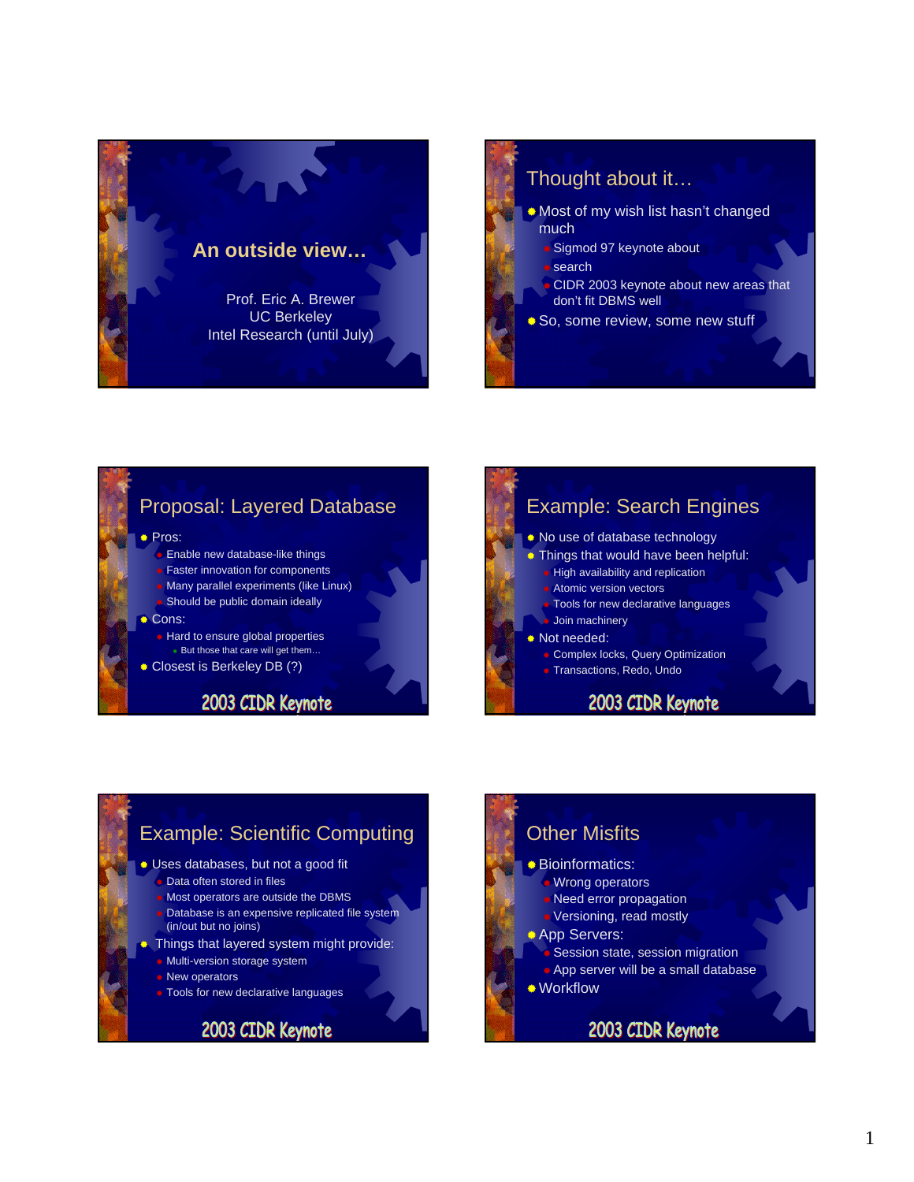## An outside view…

Prof. Eric A. Brewer
UC Berkeley
Intel Research (until July)

## Thought about it…

- Most of my wish list hasn't changed much
  - Sigmod 97 keynote about
  - search
  - CIDR 2003 keynote about new areas that don't fit DBMS well
- So, some review, some new stuff

## Proposal: Layered Database

- Pros:
  - Enable new database-like things
  - Faster innovation for components
  - Many parallel experiments (like Linux)
  - Should be public domain ideally
- Cons:
  - Hard to ensure global properties
    - But those that care will get them…
- Closest is Berkeley DB (?)

2003 CIDR Keynote

## Example: Search Engines

- No use of database technology
- Things that would have been helpful:
  - High availability and replication
  - Atomic version vectors
  - Tools for new declarative languages
  - Join machinery
- Not needed:
  - Complex locks, Query Optimization
  - Transactions, Redo, Undo

2003 CIDR Keynote

## Example: Scientific Computing

- Uses databases, but not a good fit
  - Data often stored in files
  - Most operators are outside the DBMS
  - Database is an expensive replicated file system (in/out but no joins)
- Things that layered system might provide:
  - Multi-version storage system
  - New operators
  - Tools for new declarative languages

2003 CIDR Keynote

## Other Misfits

- Bioinformatics:
  - Wrong operators
  - Need error propagation
  - Versioning, read mostly
- App Servers:
  - Session state, session migration
  - App server will be a small database
- Workflow

2003 CIDR Keynote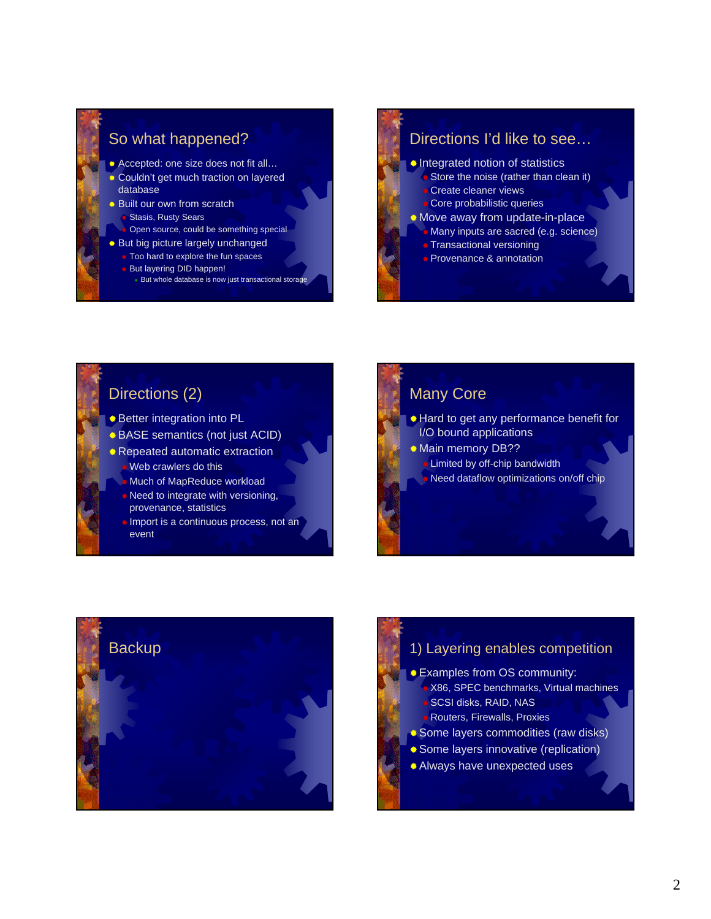## So what happened?

- Accepted: one size does not fit all…
- Couldn't get much traction on layered database
- Built our own from scratch
  - Stasis, Rusty Sears
  - Open source, could be something special
- But big picture largely unchanged
  - Too hard to explore the fun spaces
  - But layering DID happen!
    - But whole database is now just transactional storage

## Directions I'd like to see…

- Integrated notion of statistics
  - Store the noise (rather than clean it)
  - Create cleaner views
  - Core probabilistic queries
- Move away from update-in-place
  - Many inputs are sacred (e.g. science)
  - Transactional versioning
  - Provenance & annotation

## Directions (2)

- Better integration into PL
- BASE semantics (not just ACID)
- Repeated automatic extraction
  - Web crawlers do this
  - Much of MapReduce workload
  - Need to integrate with versioning, provenance, statistics
  - Import is a continuous process, not an event

## Many Core

- Hard to get any performance benefit for I/O bound applications
- Main memory DB??
  - Limited by off-chip bandwidth
  - Need dataflow optimizations on/off chip

## Backup

## 1) Layering enables competition

- Examples from OS community:
  - X86, SPEC benchmarks, Virtual machines
  - SCSI disks, RAID, NAS
  - Routers, Firewalls, Proxies
- Some layers commodities (raw disks)
- Some layers innovative (replication)
- Always have unexpected uses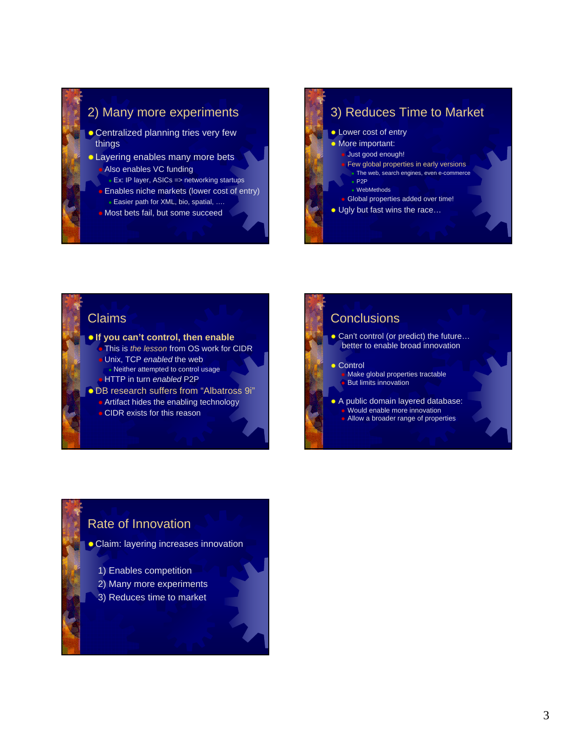## 2) Many more experiments

- Centralized planning tries very few things
- Layering enables many more bets
  - Also enables VC funding
    - Ex: IP layer, ASICs => networking startups
  - Enables niche markets (lower cost of entry)
    - Easier path for XML, bio, spatial, ….
  - Most bets fail, but some succeed

## 3) Reduces Time to Market

- Lower cost of entry
- More important:
  - Just good enough!
  - Few global properties in early versions
    - The web, search engines, even e-commerce
    - P2P
    - WebMethods
  - Global properties added over time!
- Ugly but fast wins the race…

## Claims

- **If you can't control, then enable**
  - This is *the lesson* from OS work for CIDR
  - Unix, TCP *enabled* the web
    - Neither attempted to control usage
  - HTTP in turn *enabled* P2P
- DB research suffers from "Albatross 9i"
  - Artifact hides the enabling technology
  - CIDR exists for this reason

## Conclusions

- Can't control (or predict) the future… better to enable broad innovation
- Control
  - Make global properties tractable
  - But limits innovation
- A public domain layered database:
  - Would enable more innovation
  - Allow a broader range of properties

## Rate of Innovation

- Claim: layering increases innovation

  1) Enables competition
  2) Many more experiments
  3) Reduces time to market